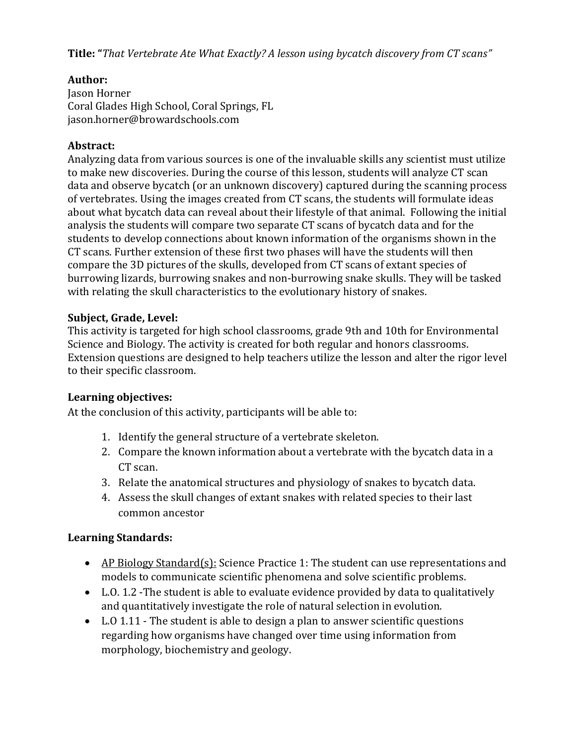**Title:** "*That Vertebrate Ate What Exactly? A lesson using bycatch discovery from CT scans*"

**Author:**
Jason Horner
Coral Glades High School, Coral Springs, FL
jason.horner@browardschools.com

**Abstract:**
Analyzing data from various sources is one of the invaluable skills any scientist must utilize to make new discoveries. During the course of this lesson, students will analyze CT scan data and observe bycatch (or an unknown discovery) captured during the scanning process of vertebrates. Using the images created from CT scans, the students will formulate ideas about what bycatch data can reveal about their lifestyle of that animal. Following the initial analysis the students will compare two separate CT scans of bycatch data and for the students to develop connections about known information of the organisms shown in the CT scans. Further extension of these first two phases will have the students will then compare the 3D pictures of the skulls, developed from CT scans of extant species of burrowing lizards, burrowing snakes and non-burrowing snake skulls. They will be tasked with relating the skull characteristics to the evolutionary history of snakes.

**Subject, Grade, Level:**
This activity is targeted for high school classrooms, grade 9th and 10th for Environmental Science and Biology. The activity is created for both regular and honors classrooms. Extension questions are designed to help teachers utilize the lesson and alter the rigor level to their specific classroom.

**Learning objectives:**
At the conclusion of this activity, participants will be able to:

1. Identify the general structure of a vertebrate skeleton.
2. Compare the known information about a vertebrate with the bycatch data in a CT scan.
3. Relate the anatomical structures and physiology of snakes to bycatch data.
4. Assess the skull changes of extant snakes with related species to their last common ancestor

**Learning Standards:**

- AP Biology Standard(s): Science Practice 1: The student can use representations and models to communicate scientific phenomena and solve scientific problems.
- L.O. 1.2 -The student is able to evaluate evidence provided by data to qualitatively and quantitatively investigate the role of natural selection in evolution.
- L.O 1.11 - The student is able to design a plan to answer scientific questions regarding how organisms have changed over time using information from morphology, biochemistry and geology.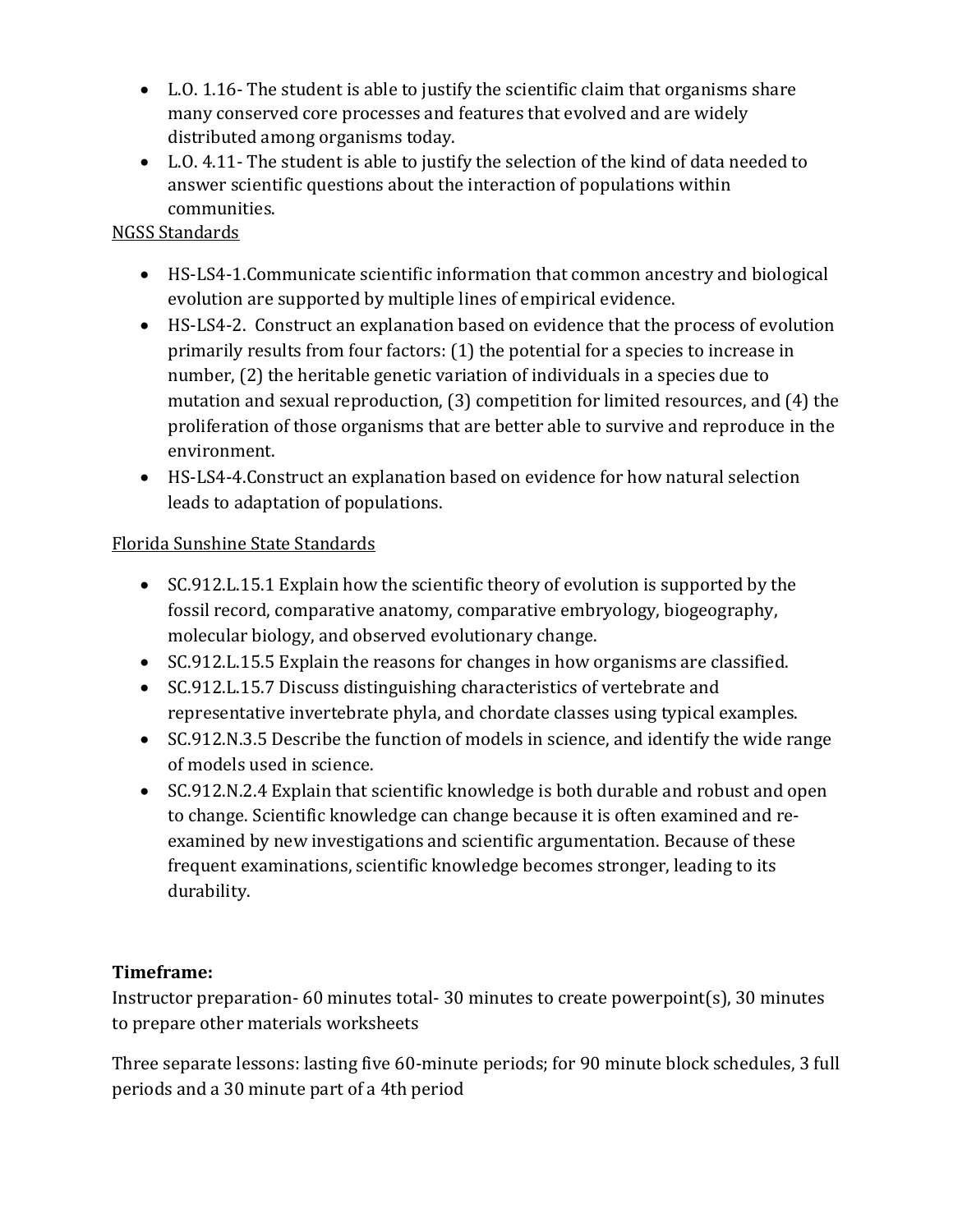- L.O. 1.16- The student is able to justify the scientific claim that organisms share many conserved core processes and features that evolved and are widely distributed among organisms today.
- L.O. 4.11- The student is able to justify the selection of the kind of data needed to answer scientific questions about the interaction of populations within communities.

<u>NGSS Standards</u>

- HS-LS4-1.Communicate scientific information that common ancestry and biological evolution are supported by multiple lines of empirical evidence.
- HS-LS4-2. Construct an explanation based on evidence that the process of evolution primarily results from four factors: (1) the potential for a species to increase in number, (2) the heritable genetic variation of individuals in a species due to mutation and sexual reproduction, (3) competition for limited resources, and (4) the proliferation of those organisms that are better able to survive and reproduce in the environment.
- HS-LS4-4.Construct an explanation based on evidence for how natural selection leads to adaptation of populations.

<u>Florida Sunshine State Standards</u>

- SC.912.L.15.1 Explain how the scientific theory of evolution is supported by the fossil record, comparative anatomy, comparative embryology, biogeography, molecular biology, and observed evolutionary change.
- SC.912.L.15.5 Explain the reasons for changes in how organisms are classified.
- SC.912.L.15.7 Discuss distinguishing characteristics of vertebrate and representative invertebrate phyla, and chordate classes using typical examples.
- SC.912.N.3.5 Describe the function of models in science, and identify the wide range of models used in science.
- SC.912.N.2.4 Explain that scientific knowledge is both durable and robust and open to change. Scientific knowledge can change because it is often examined and re-examined by new investigations and scientific argumentation. Because of these frequent examinations, scientific knowledge becomes stronger, leading to its durability.

**Timeframe:**

Instructor preparation- 60 minutes total- 30 minutes to create powerpoint(s), 30 minutes to prepare other materials worksheets

Three separate lessons: lasting five 60-minute periods; for 90 minute block schedules, 3 full periods and a 30 minute part of a 4th period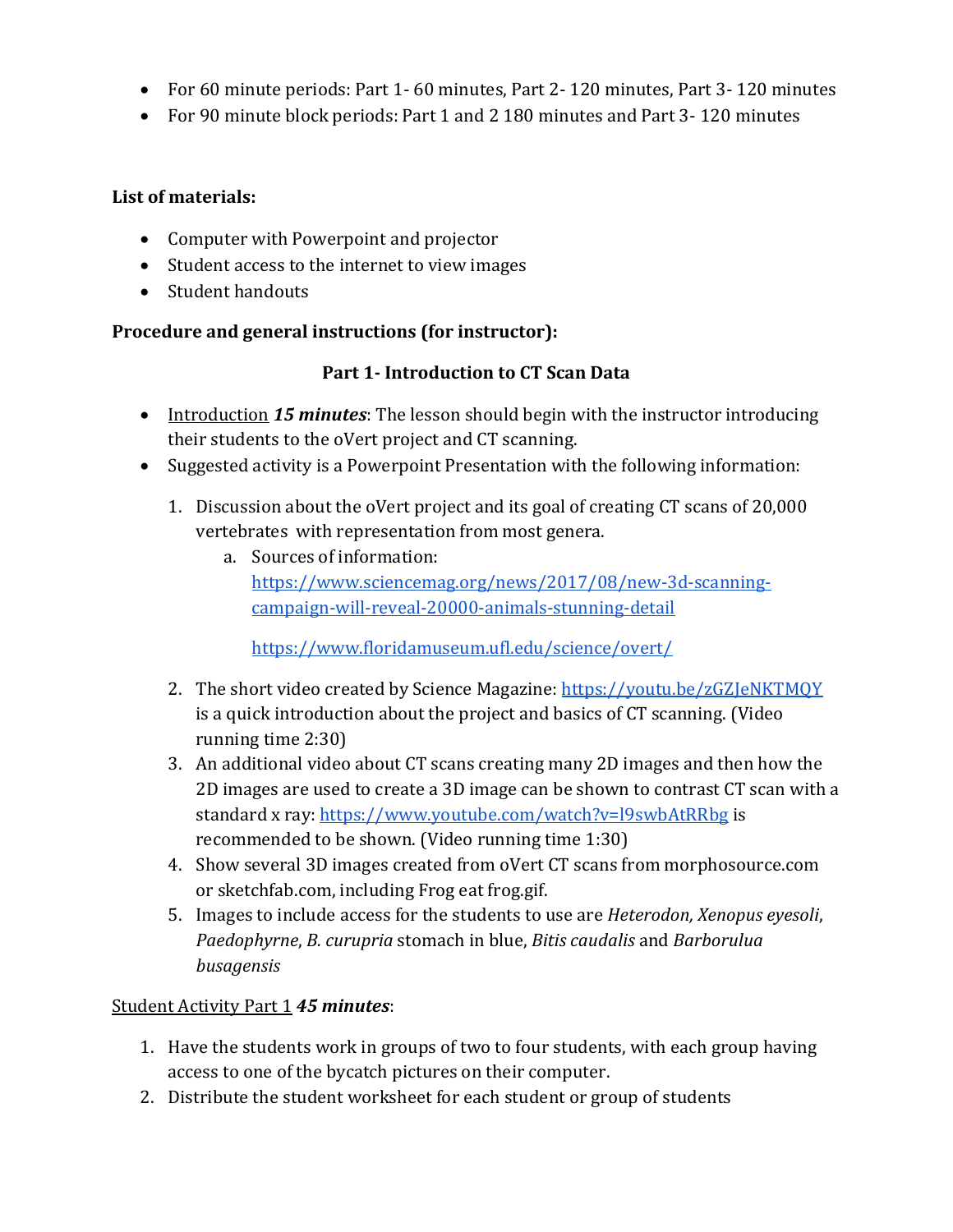- For 60 minute periods: Part 1- 60 minutes, Part 2- 120 minutes, Part 3- 120 minutes
- For 90 minute block periods: Part 1 and 2 180 minutes and Part 3- 120 minutes

**List of materials:**

- Computer with Powerpoint and projector
- Student access to the internet to view images
- Student handouts

**Procedure and general instructions (for instructor):**

### Part 1- Introduction to CT Scan Data

- Introduction ***15 minutes***: The lesson should begin with the instructor introducing their students to the oVert project and CT scanning.
- Suggested activity is a Powerpoint Presentation with the following information:

1. Discussion about the oVert project and its goal of creating CT scans of 20,000 vertebrates with representation from most genera.
    a. Sources of information:
       https://www.sciencemag.org/news/2017/08/new-3d-scanning-campaign-will-reveal-20000-animals-stunning-detail

       https://www.floridamuseum.ufl.edu/science/overt/
2. The short video created by Science Magazine: https://youtu.be/zGZJeNKTMQY is a quick introduction about the project and basics of CT scanning. (Video running time 2:30)
3. An additional video about CT scans creating many 2D images and then how the 2D images are used to create a 3D image can be shown to contrast CT scan with a standard x ray: https://www.youtube.com/watch?v=l9swbAtRRbg is recommended to be shown. (Video running time 1:30)
4. Show several 3D images created from oVert CT scans from morphosource.com or sketchfab.com, including Frog eat frog.gif.
5. Images to include access for the students to use are *Heterodon, Xenopus eyesoli*, *Paedophyrne*, *B. curupria* stomach in blue, *Bitis caudalis* and *Barborulua busagensis*

Student Activity Part 1 ***45 minutes***:

1. Have the students work in groups of two to four students, with each group having access to one of the bycatch pictures on their computer.
2. Distribute the student worksheet for each student or group of students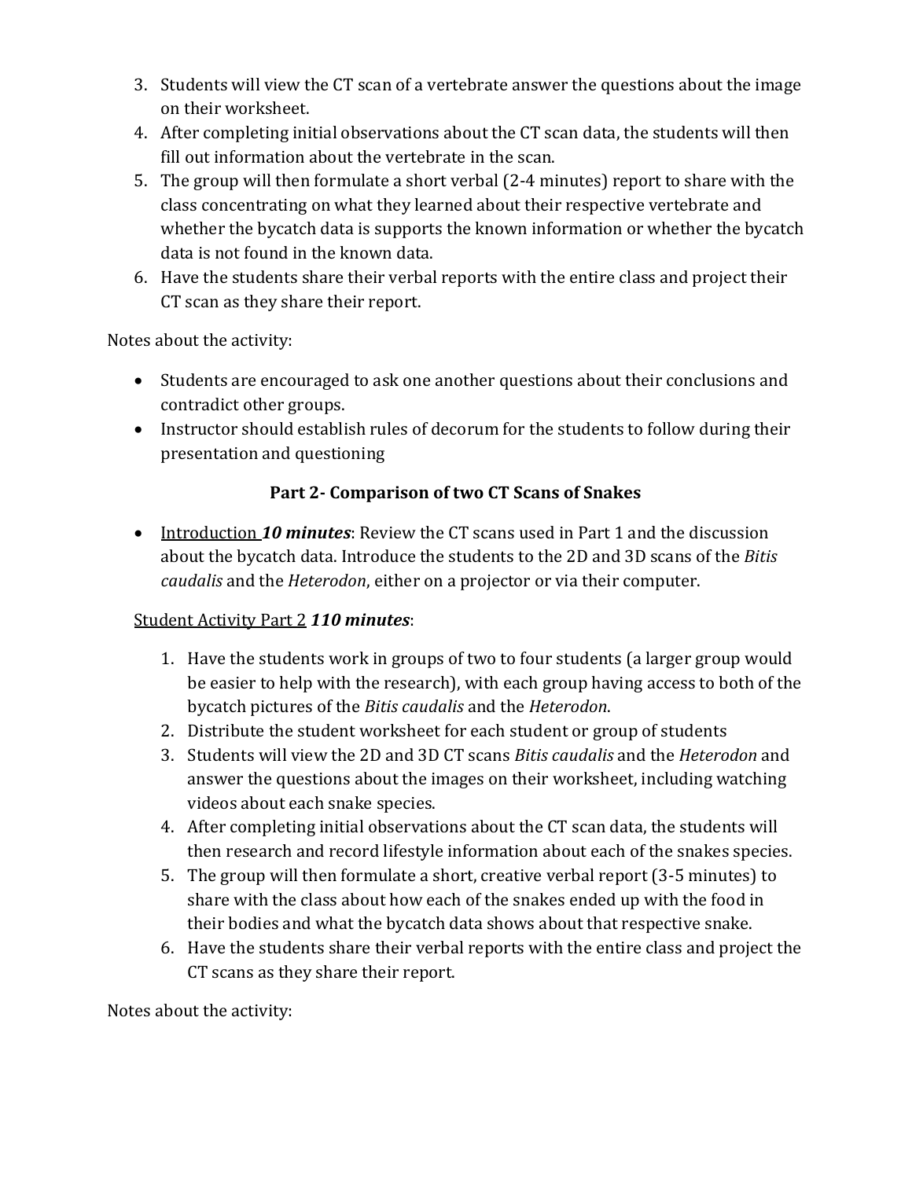3. Students will view the CT scan of a vertebrate answer the questions about the image on their worksheet.
4. After completing initial observations about the CT scan data, the students will then fill out information about the vertebrate in the scan.
5. The group will then formulate a short verbal (2-4 minutes) report to share with the class concentrating on what they learned about their respective vertebrate and whether the bycatch data is supports the known information or whether the bycatch data is not found in the known data.
6. Have the students share their verbal reports with the entire class and project their CT scan as they share their report.

Notes about the activity:

- Students are encouraged to ask one another questions about their conclusions and contradict other groups.
- Instructor should establish rules of decorum for the students to follow during their presentation and questioning

### Part 2- Comparison of two CT Scans of Snakes

- Introduction ***10 minutes***: Review the CT scans used in Part 1 and the discussion about the bycatch data. Introduce the students to the 2D and 3D scans of the *Bitis caudalis* and the *Heterodon*, either on a projector or via their computer.

Student Activity Part 2 ***110 minutes***:

1. Have the students work in groups of two to four students (a larger group would be easier to help with the research), with each group having access to both of the bycatch pictures of the *Bitis caudalis* and the *Heterodon*.
2. Distribute the student worksheet for each student or group of students
3. Students will view the 2D and 3D CT scans *Bitis caudalis* and the *Heterodon* and answer the questions about the images on their worksheet, including watching videos about each snake species.
4. After completing initial observations about the CT scan data, the students will then research and record lifestyle information about each of the snakes species.
5. The group will then formulate a short, creative verbal report (3-5 minutes) to share with the class about how each of the snakes ended up with the food in their bodies and what the bycatch data shows about that respective snake.
6. Have the students share their verbal reports with the entire class and project the CT scans as they share their report.

Notes about the activity: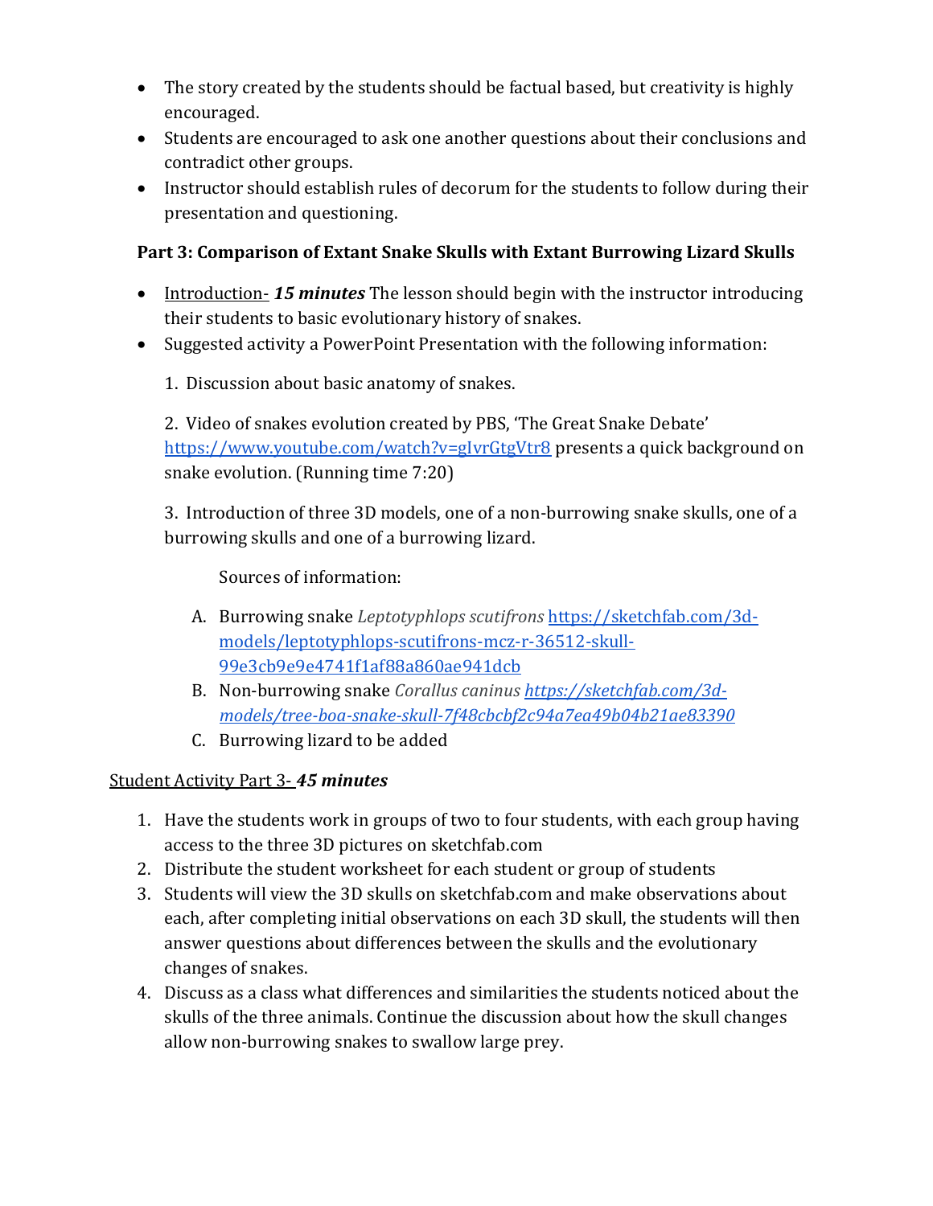- The story created by the students should be factual based, but creativity is highly encouraged.
- Students are encouraged to ask one another questions about their conclusions and contradict other groups.
- Instructor should establish rules of decorum for the students to follow during their presentation and questioning.

**Part 3: Comparison of Extant Snake Skulls with Extant Burrowing Lizard Skulls**

- Introduction- ***15 minutes*** The lesson should begin with the instructor introducing their students to basic evolutionary history of snakes.
- Suggested activity a PowerPoint Presentation with the following information:

  1. Discussion about basic anatomy of snakes.

  2. Video of snakes evolution created by PBS, 'The Great Snake Debate' https://www.youtube.com/watch?v=gIvrGtgVtr8 presents a quick background on snake evolution. (Running time 7:20)

  3. Introduction of three 3D models, one of a non-burrowing snake skulls, one of a burrowing skulls and one of a burrowing lizard.

     Sources of information:

     A. Burrowing snake *Leptotyphlops scutifrons* https://sketchfab.com/3d-models/leptotyphlops-scutifrons-mcz-r-36512-skull-99e3cb9e9e4741f1af88a860ae941dcb
     B. Non-burrowing snake *Corallus caninus* *https://sketchfab.com/3d-models/tree-boa-snake-skull-7f48cbcbf2c94a7ea49b04b21ae83390*
     C. Burrowing lizard to be added

Student Activity Part 3- ***45 minutes***

1. Have the students work in groups of two to four students, with each group having access to the three 3D pictures on sketchfab.com
2. Distribute the student worksheet for each student or group of students
3. Students will view the 3D skulls on sketchfab.com and make observations about each, after completing initial observations on each 3D skull, the students will then answer questions about differences between the skulls and the evolutionary changes of snakes.
4. Discuss as a class what differences and similarities the students noticed about the skulls of the three animals. Continue the discussion about how the skull changes allow non-burrowing snakes to swallow large prey.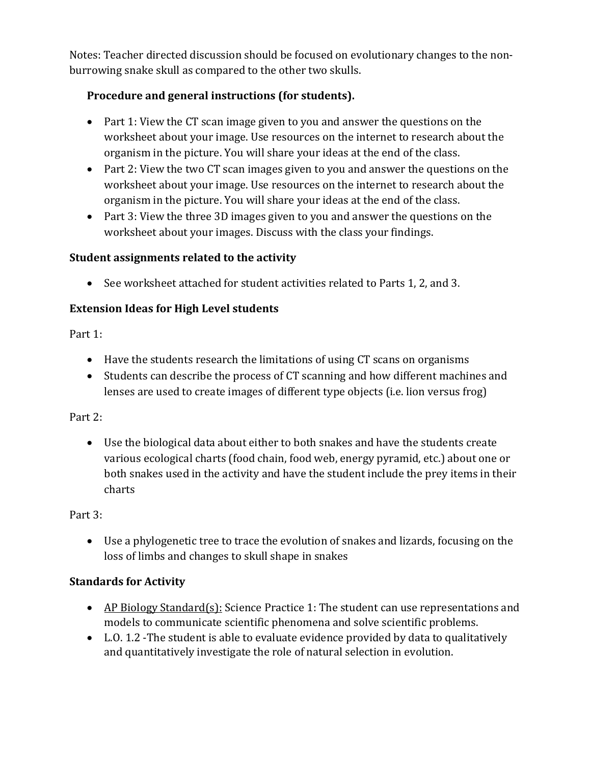Notes: Teacher directed discussion should be focused on evolutionary changes to the non-burrowing snake skull as compared to the other two skulls.

### Procedure and general instructions (for students).

- Part 1: View the CT scan image given to you and answer the questions on the worksheet about your image. Use resources on the internet to research about the organism in the picture. You will share your ideas at the end of the class.
- Part 2: View the two CT scan images given to you and answer the questions on the worksheet about your image. Use resources on the internet to research about the organism in the picture. You will share your ideas at the end of the class.
- Part 3: View the three 3D images given to you and answer the questions on the worksheet about your images. Discuss with the class your findings.

### Student assignments related to the activity

- See worksheet attached for student activities related to Parts 1, 2, and 3.

### Extension Ideas for High Level students

Part 1:

- Have the students research the limitations of using CT scans on organisms
- Students can describe the process of CT scanning and how different machines and lenses are used to create images of different type objects (i.e. lion versus frog)

Part 2:

- Use the biological data about either to both snakes and have the students create various ecological charts (food chain, food web, energy pyramid, etc.) about one or both snakes used in the activity and have the student include the prey items in their charts

Part 3:

- Use a phylogenetic tree to trace the evolution of snakes and lizards, focusing on the loss of limbs and changes to skull shape in snakes

### Standards for Activity

- AP Biology Standard(s): Science Practice 1: The student can use representations and models to communicate scientific phenomena and solve scientific problems.
- L.O. 1.2 -The student is able to evaluate evidence provided by data to qualitatively and quantitatively investigate the role of natural selection in evolution.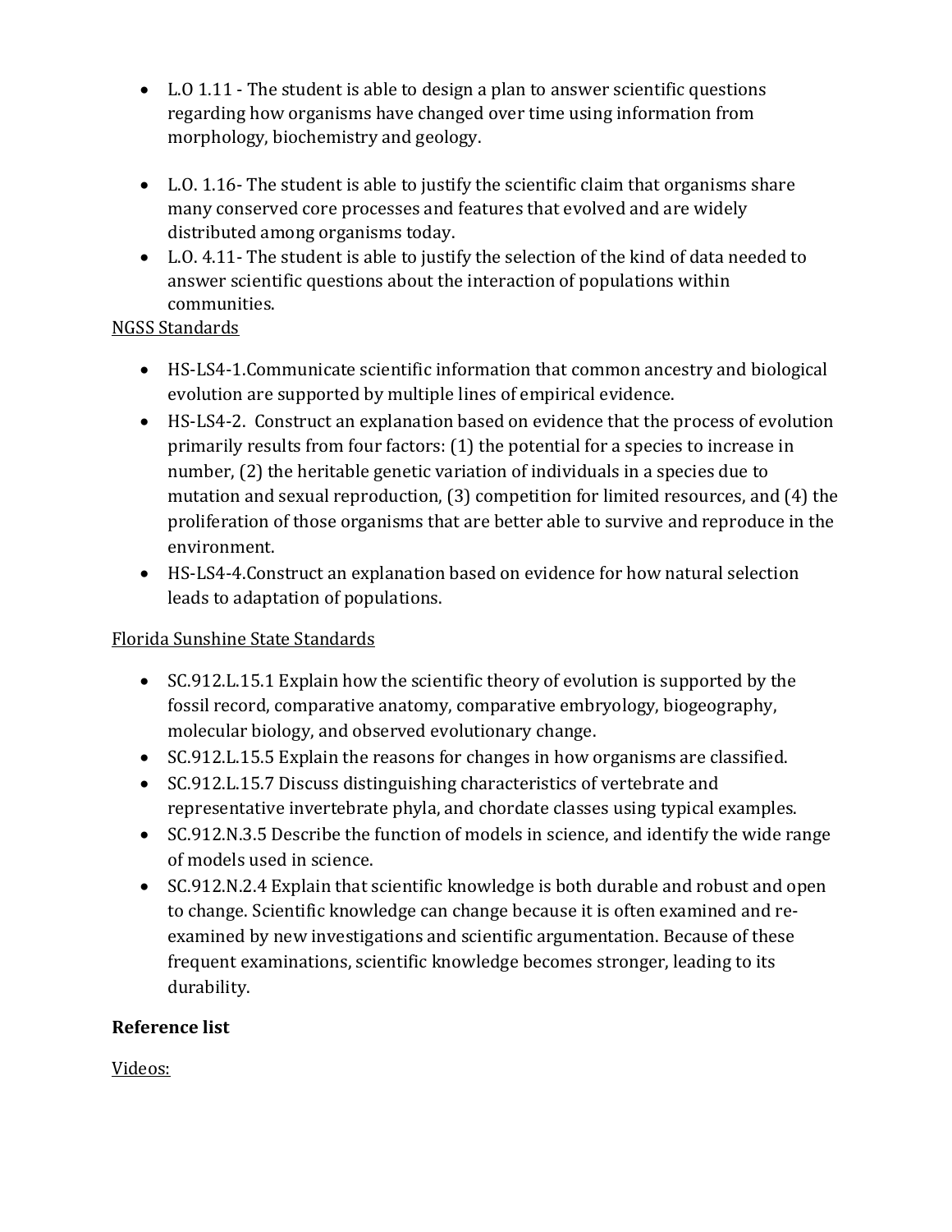- L.O 1.11 - The student is able to design a plan to answer scientific questions regarding how organisms have changed over time using information from morphology, biochemistry and geology.

- L.O. 1.16- The student is able to justify the scientific claim that organisms share many conserved core processes and features that evolved and are widely distributed among organisms today.
- L.O. 4.11- The student is able to justify the selection of the kind of data needed to answer scientific questions about the interaction of populations within communities.

<u>NGSS Standards</u>

- HS-LS4-1.Communicate scientific information that common ancestry and biological evolution are supported by multiple lines of empirical evidence.
- HS-LS4-2. Construct an explanation based on evidence that the process of evolution primarily results from four factors: (1) the potential for a species to increase in number, (2) the heritable genetic variation of individuals in a species due to mutation and sexual reproduction, (3) competition for limited resources, and (4) the proliferation of those organisms that are better able to survive and reproduce in the environment.
- HS-LS4-4.Construct an explanation based on evidence for how natural selection leads to adaptation of populations.

<u>Florida Sunshine State Standards</u>

- SC.912.L.15.1 Explain how the scientific theory of evolution is supported by the fossil record, comparative anatomy, comparative embryology, biogeography, molecular biology, and observed evolutionary change.
- SC.912.L.15.5 Explain the reasons for changes in how organisms are classified.
- SC.912.L.15.7 Discuss distinguishing characteristics of vertebrate and representative invertebrate phyla, and chordate classes using typical examples.
- SC.912.N.3.5 Describe the function of models in science, and identify the wide range of models used in science.
- SC.912.N.2.4 Explain that scientific knowledge is both durable and robust and open to change. Scientific knowledge can change because it is often examined and re-examined by new investigations and scientific argumentation. Because of these frequent examinations, scientific knowledge becomes stronger, leading to its durability.

**Reference list**

<u>Videos:</u>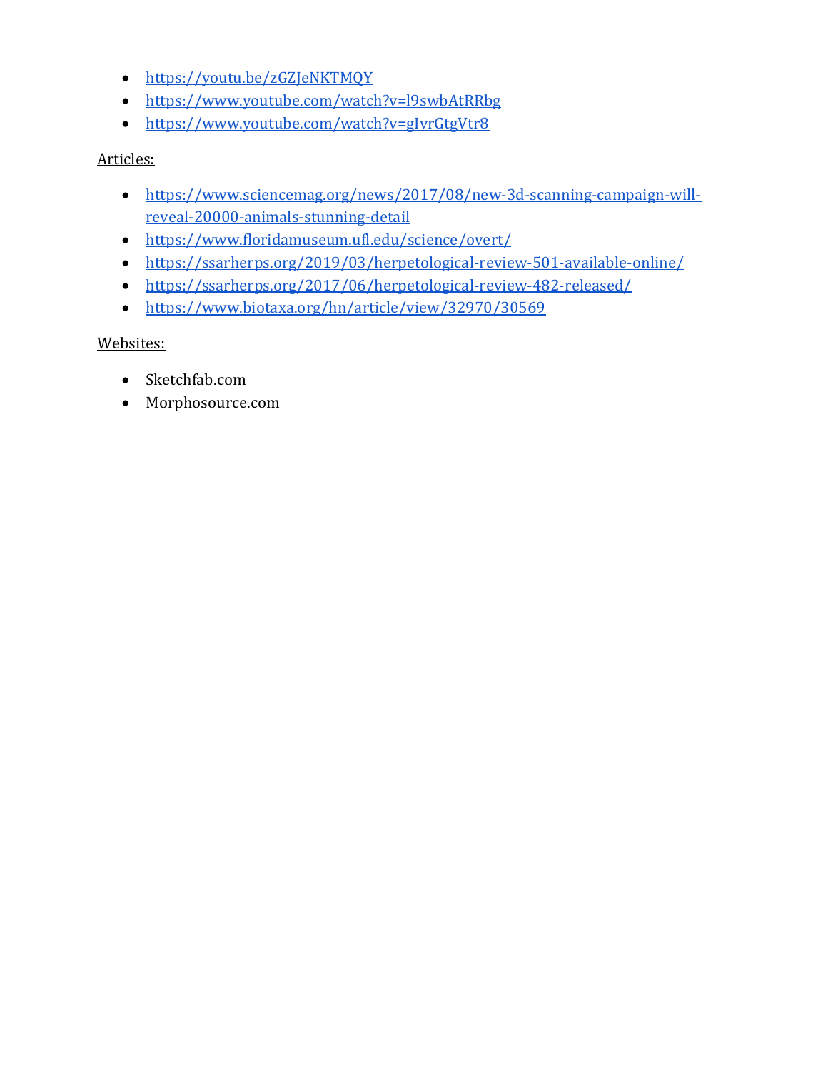- https://youtu.be/zGZJeNKTMQY
- https://www.youtube.com/watch?v=l9swbAtRRbg
- https://www.youtube.com/watch?v=gIvrGtgVtr8

Articles:

- https://www.sciencemag.org/news/2017/08/new-3d-scanning-campaign-will-reveal-20000-animals-stunning-detail
- https://www.floridamuseum.ufl.edu/science/overt/
- https://ssarherps.org/2019/03/herpetological-review-501-available-online/
- https://ssarherps.org/2017/06/herpetological-review-482-released/
- https://www.biotaxa.org/hn/article/view/32970/30569

Websites:

- Sketchfab.com
- Morphosource.com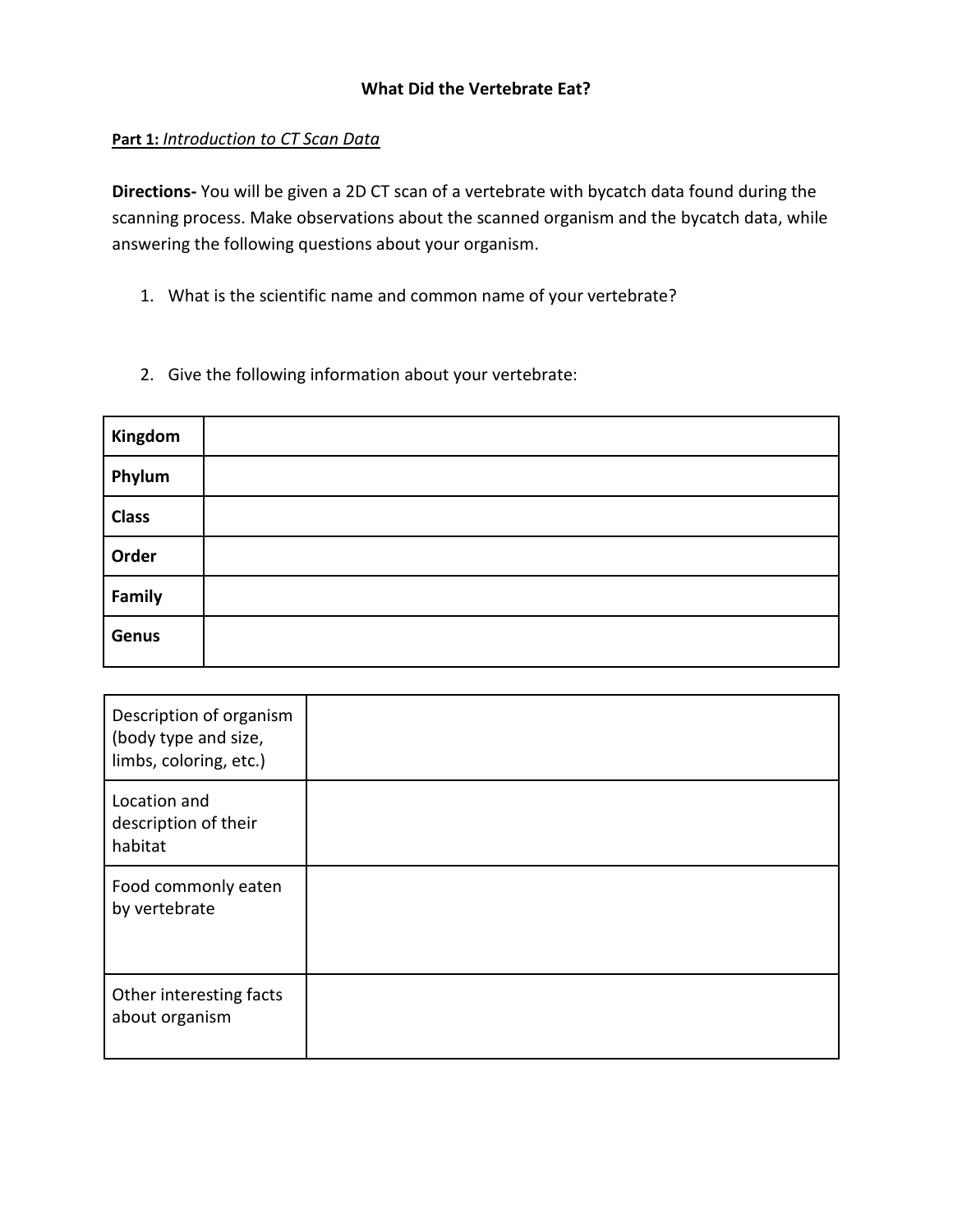# What Did the Vertebrate Eat?

**Part 1:** *Introduction to CT Scan Data*

**Directions-** You will be given a 2D CT scan of a vertebrate with bycatch data found during the scanning process. Make observations about the scanned organism and the bycatch data, while answering the following questions about your organism.

1. What is the scientific name and common name of your vertebrate?

2. Give the following information about your vertebrate:

| | |
|---|---|
| **Kingdom** | |
| **Phylum** | |
| **Class** | |
| **Order** | |
| **Family** | |
| **Genus** | |

| | |
|---|---|
| Description of organism (body type and size, limbs, coloring, etc.) | |
| Location and description of their habitat | |
| Food commonly eaten by vertebrate | |
| Other interesting facts about organism | |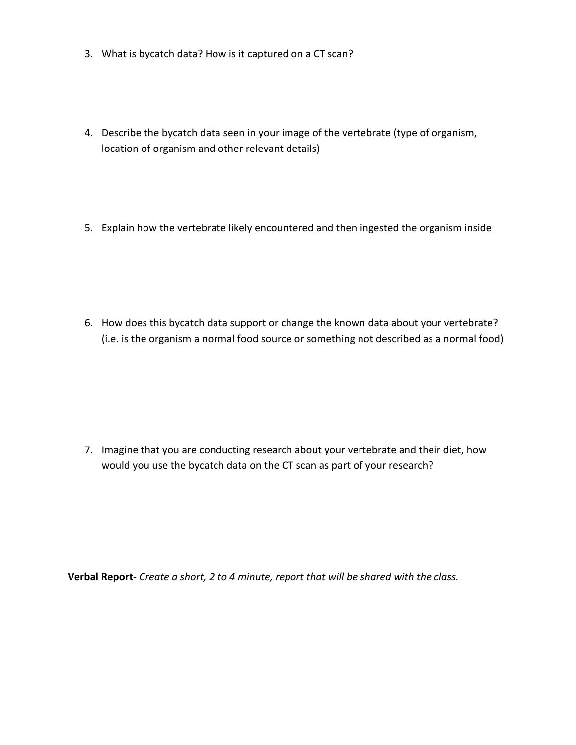3. What is bycatch data? How is it captured on a CT scan?

4. Describe the bycatch data seen in your image of the vertebrate (type of organism, location of organism and other relevant details)

5. Explain how the vertebrate likely encountered and then ingested the organism inside

6. How does this bycatch data support or change the known data about your vertebrate? (i.e. is the organism a normal food source or something not described as a normal food)

7. Imagine that you are conducting research about your vertebrate and their diet, how would you use the bycatch data on the CT scan as part of your research?

**Verbal Report-** *Create a short, 2 to 4 minute, report that will be shared with the class.*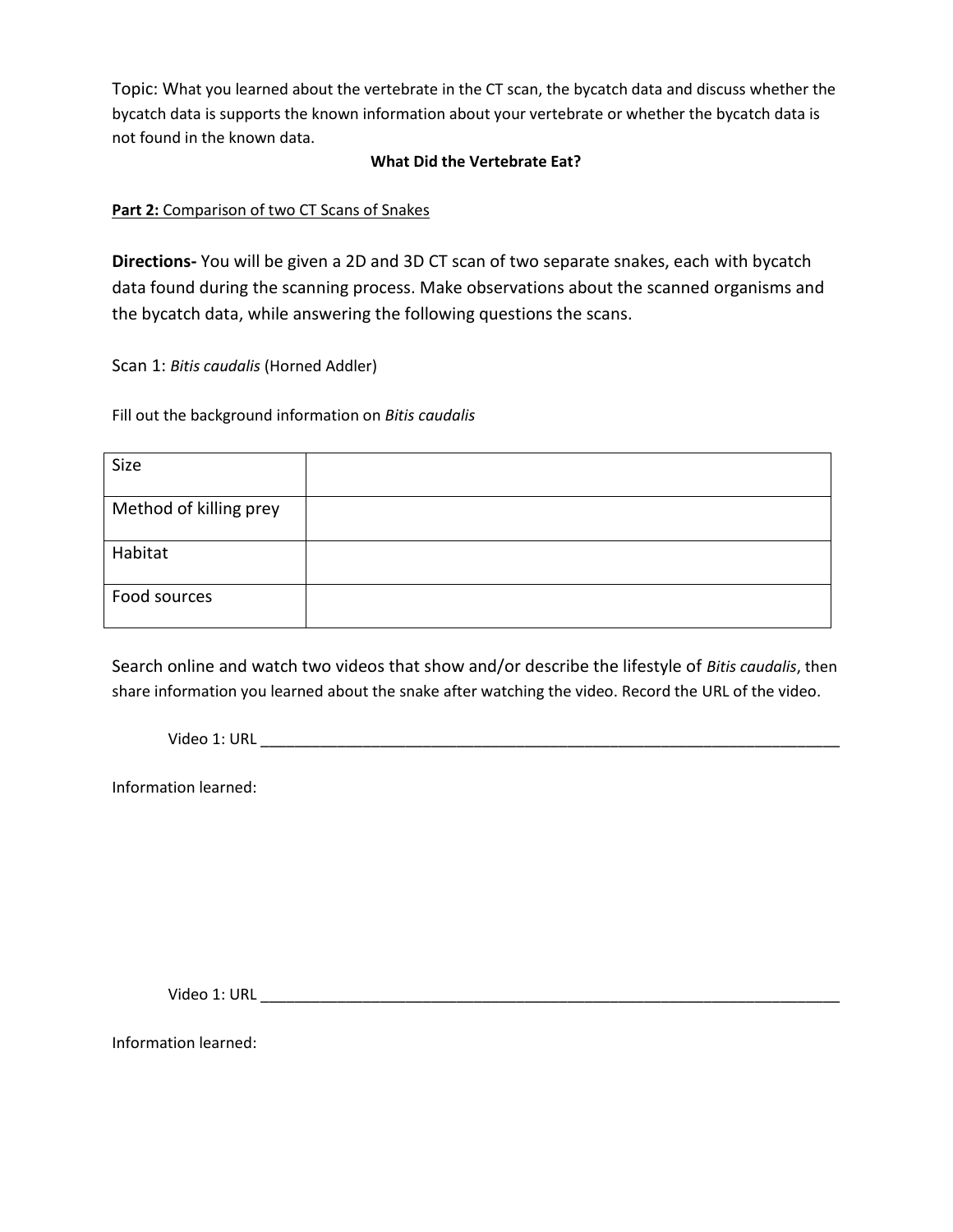Topic: What you learned about the vertebrate in the CT scan, the bycatch data and discuss whether the bycatch data is supports the known information about your vertebrate or whether the bycatch data is not found in the known data.

**What Did the Vertebrate Eat?**

**Part 2:** Comparison of two CT Scans of Snakes

**Directions-** You will be given a 2D and 3D CT scan of two separate snakes, each with bycatch data found during the scanning process. Make observations about the scanned organisms and the bycatch data, while answering the following questions the scans.

Scan 1: *Bitis caudalis* (Horned Addler)

Fill out the background information on *Bitis caudalis*

| Size | |
|---|---|
| Method of killing prey | |
| Habitat | |
| Food sources | |

Search online and watch two videos that show and/or describe the lifestyle of *Bitis caudalis*, then share information you learned about the snake after watching the video. Record the URL of the video.

Video 1: URL ___________________________________________________________________________

Information learned:

Video 1: URL ___________________________________________________________________________

Information learned: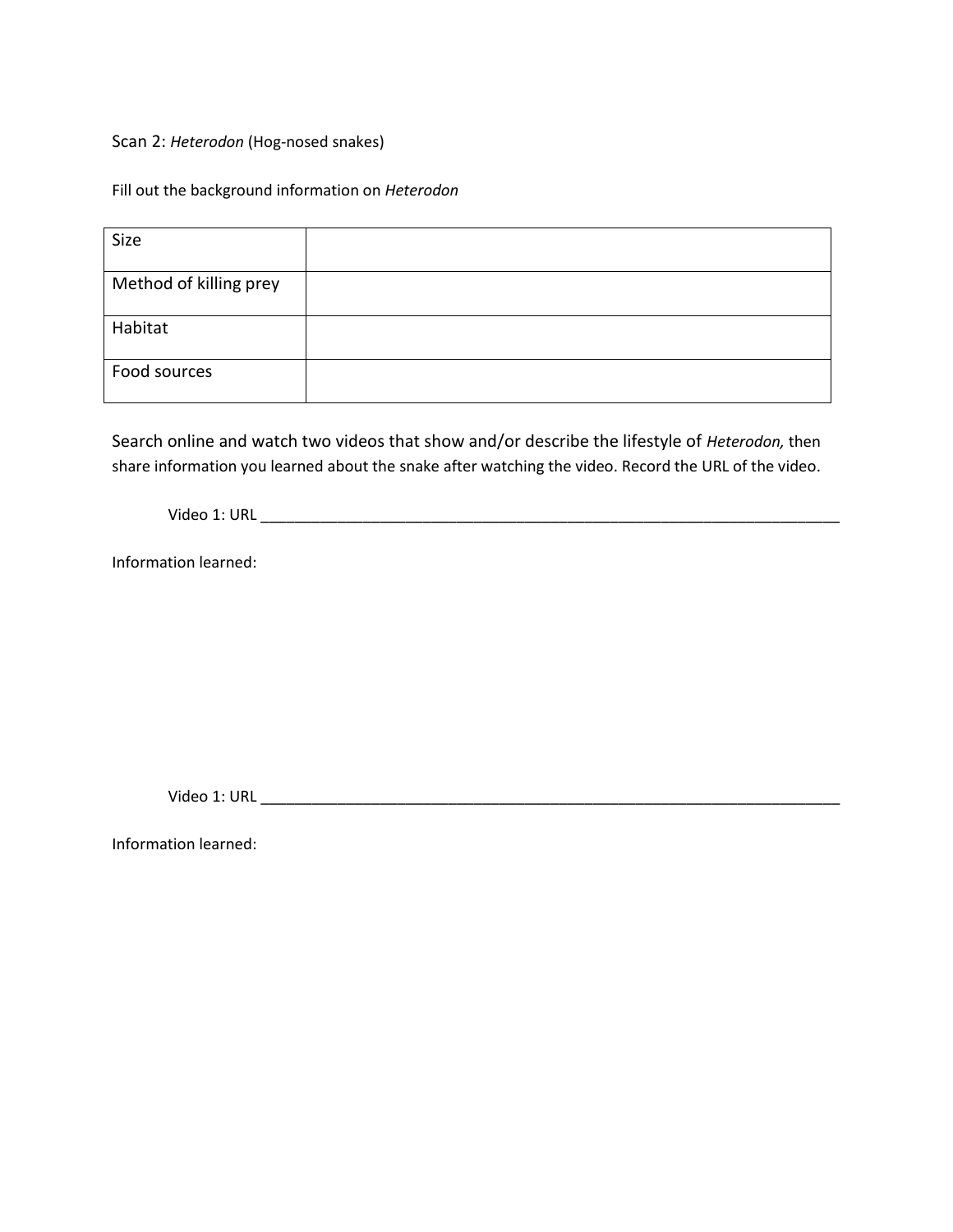Scan 2: *Heterodon* (Hog-nosed snakes)

Fill out the background information on *Heterodon*

| | |
|---|---|
| Size | |
| Method of killing prey | |
| Habitat | |
| Food sources | |

Search online and watch two videos that show and/or describe the lifestyle of *Heterodon,* then share information you learned about the snake after watching the video. Record the URL of the video.

Video 1: URL ________________________________________________________________________

Information learned:

Video 1: URL ________________________________________________________________________

Information learned: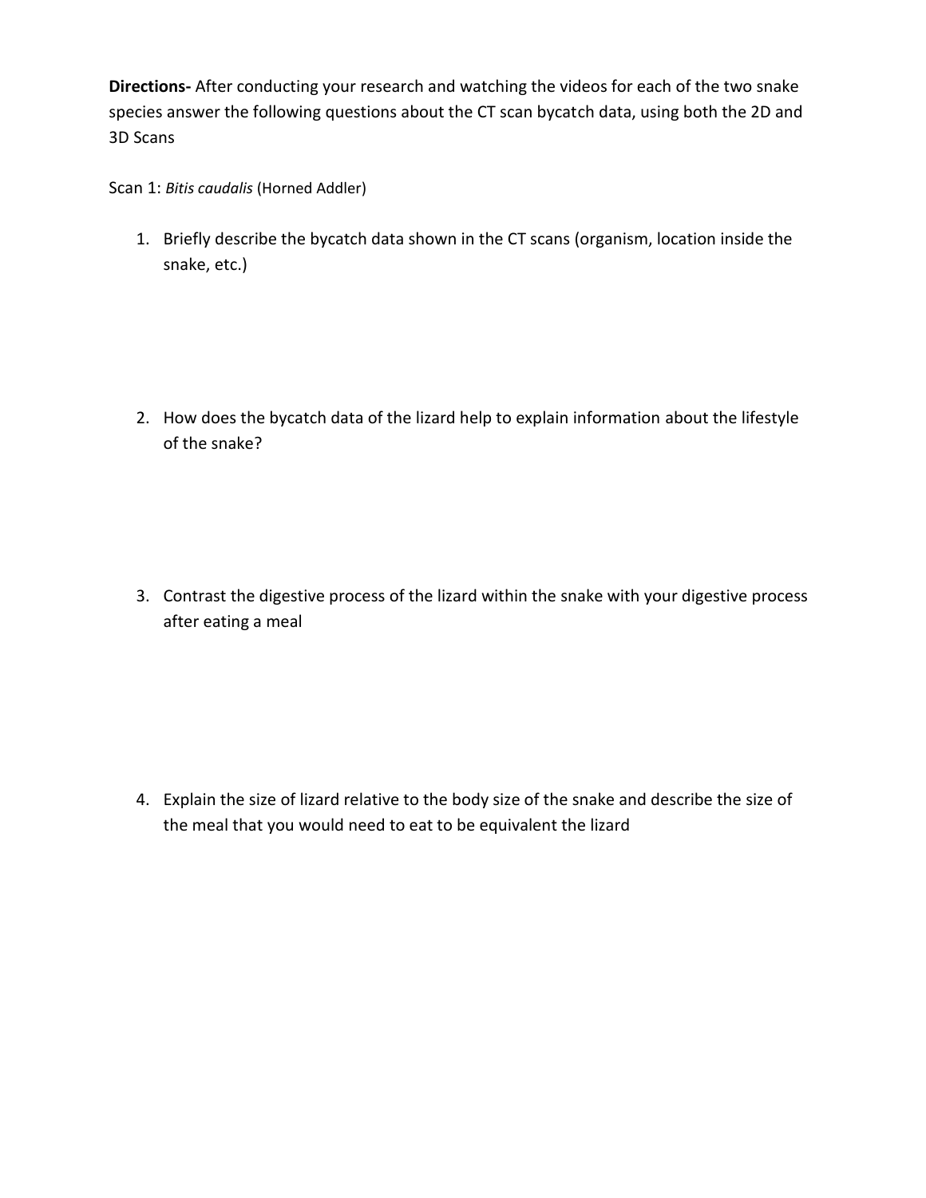**Directions-** After conducting your research and watching the videos for each of the two snake species answer the following questions about the CT scan bycatch data, using both the 2D and 3D Scans

Scan 1: *Bitis caudalis* (Horned Addler)

1. Briefly describe the bycatch data shown in the CT scans (organism, location inside the snake, etc.)

2. How does the bycatch data of the lizard help to explain information about the lifestyle of the snake?

3. Contrast the digestive process of the lizard within the snake with your digestive process after eating a meal

4. Explain the size of lizard relative to the body size of the snake and describe the size of the meal that you would need to eat to be equivalent the lizard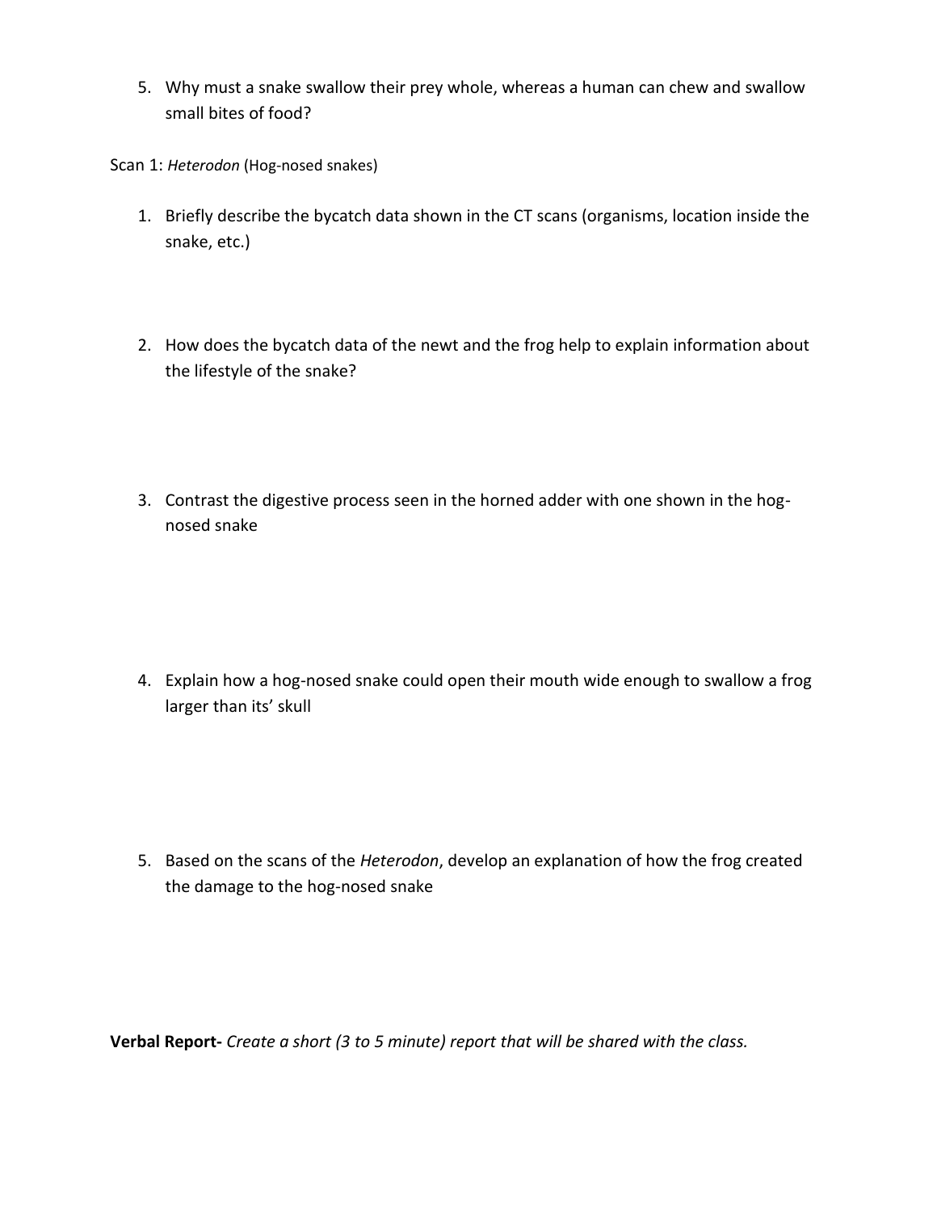5. Why must a snake swallow their prey whole, whereas a human can chew and swallow small bites of food?

Scan 1: *Heterodon* (Hog-nosed snakes)

1. Briefly describe the bycatch data shown in the CT scans (organisms, location inside the snake, etc.)

2. How does the bycatch data of the newt and the frog help to explain information about the lifestyle of the snake?

3. Contrast the digestive process seen in the horned adder with one shown in the hog-nosed snake

4. Explain how a hog-nosed snake could open their mouth wide enough to swallow a frog larger than its' skull

5. Based on the scans of the *Heterodon*, develop an explanation of how the frog created the damage to the hog-nosed snake

**Verbal Report-** *Create a short (3 to 5 minute) report that will be shared with the class.*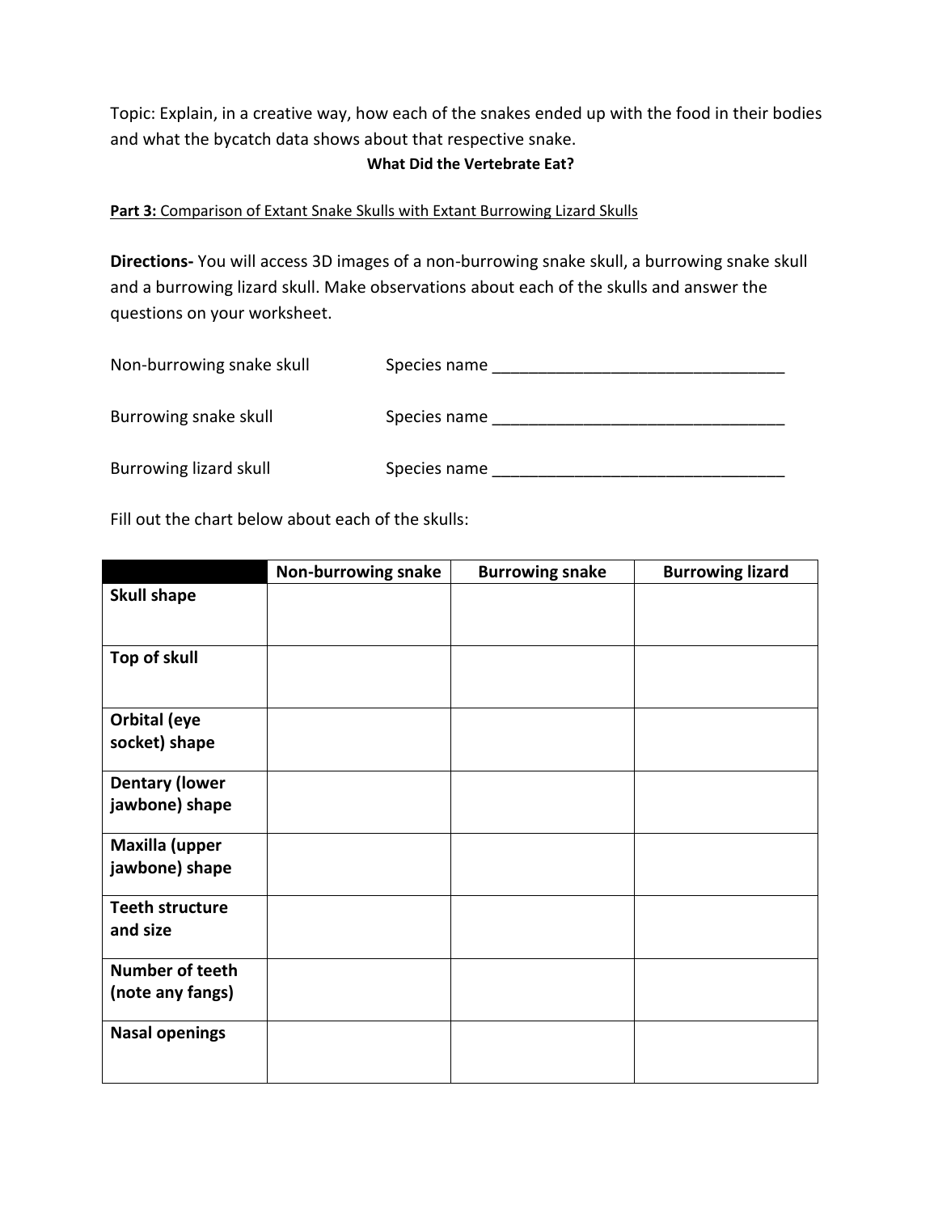Topic: Explain, in a creative way, how each of the snakes ended up with the food in their bodies and what the bycatch data shows about that respective snake.

**What Did the Vertebrate Eat?**

**Part 3:** Comparison of Extant Snake Skulls with Extant Burrowing Lizard Skulls

**Directions-** You will access 3D images of a non-burrowing snake skull, a burrowing snake skull and a burrowing lizard skull. Make observations about each of the skulls and answer the questions on your worksheet.

Non-burrowing snake skull Species name _________________________________

Burrowing snake skull Species name _________________________________

Burrowing lizard skull Species name _________________________________

Fill out the chart below about each of the skulls:

| | Non-burrowing snake | Burrowing snake | Burrowing lizard |
|---|---|---|---|
| **Skull shape** | | | |
| **Top of skull** | | | |
| **Orbital (eye socket) shape** | | | |
| **Dentary (lower jawbone) shape** | | | |
| **Maxilla (upper jawbone) shape** | | | |
| **Teeth structure and size** | | | |
| **Number of teeth (note any fangs)** | | | |
| **Nasal openings** | | | |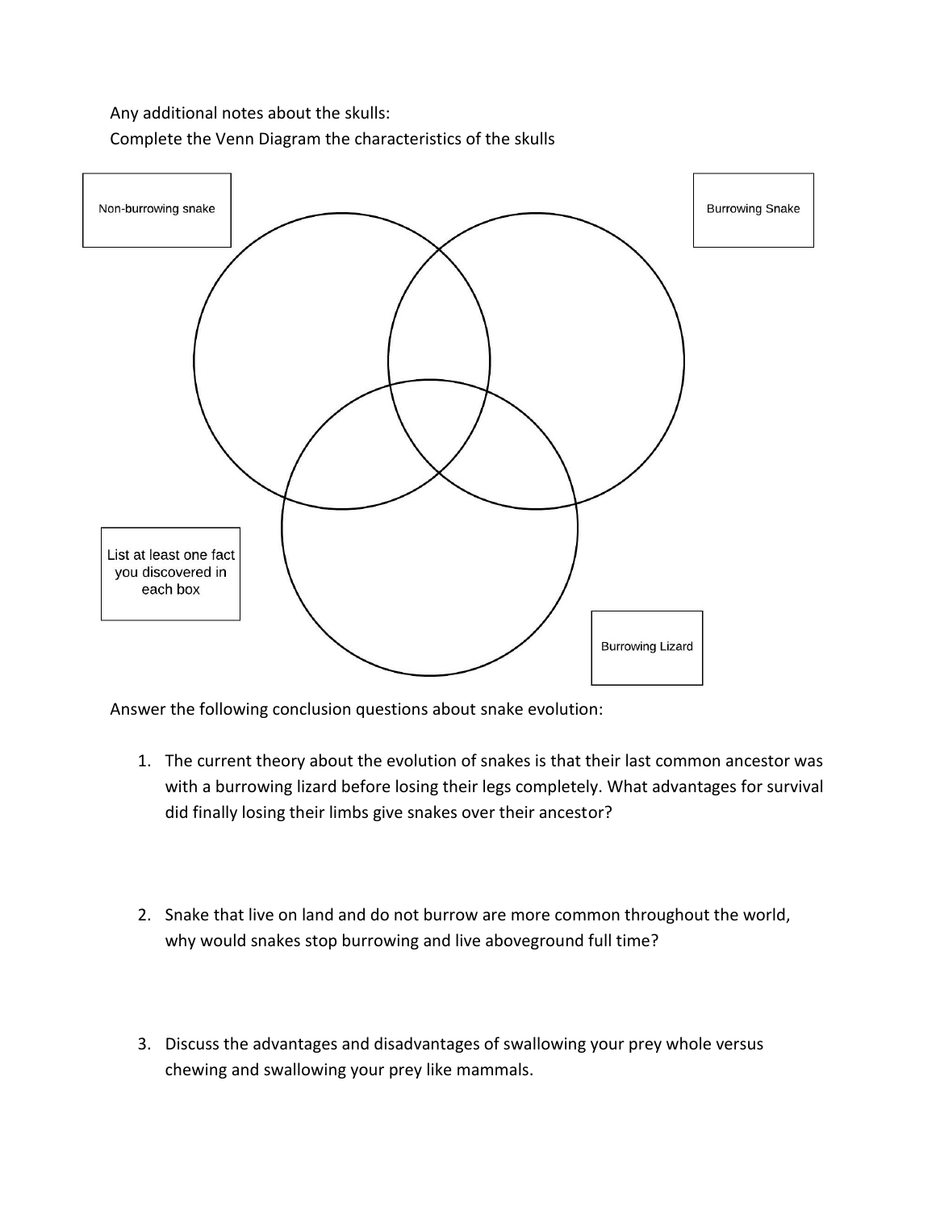Any additional notes about the skulls:

Complete the Venn Diagram the characteristics of the skulls

Non-burrowing snake

Burrowing Snake

List at least one fact you discovered in each box

Burrowing Lizard

Answer the following conclusion questions about snake evolution:

1. The current theory about the evolution of snakes is that their last common ancestor was with a burrowing lizard before losing their legs completely. What advantages for survival did finally losing their limbs give snakes over their ancestor?

2. Snake that live on land and do not burrow are more common throughout the world, why would snakes stop burrowing and live aboveground full time?

3. Discuss the advantages and disadvantages of swallowing your prey whole versus chewing and swallowing your prey like mammals.